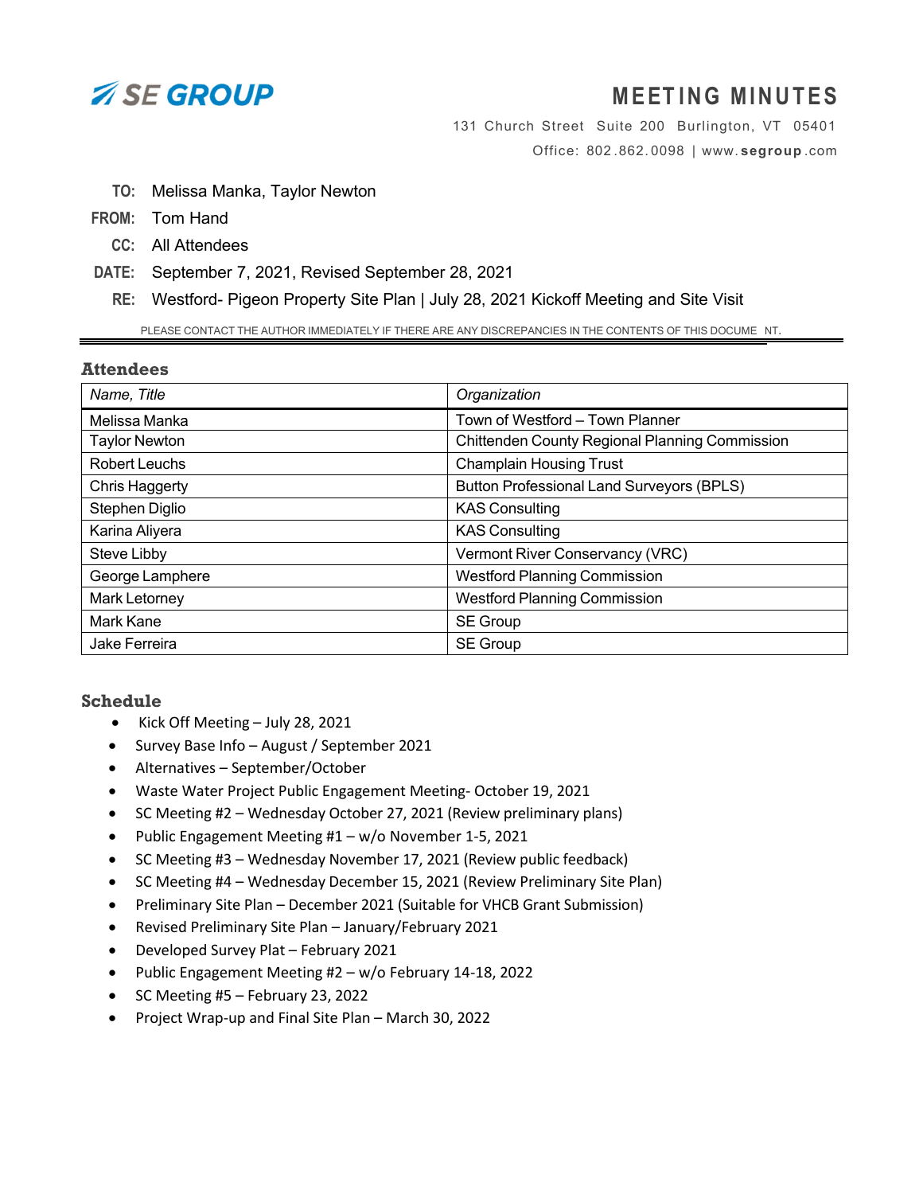SE GROUP

# MEETING MINUTES

131 Church Street Suite 200 Burlington, VT 05401
Office: 802.862.0098 | www.segroup.com

**TO:** Melissa Manka, Taylor Newton
**FROM:** Tom Hand
**CC:** All Attendees
**DATE:** September 7, 2021, Revised September 28, 2021
**RE:** Westford- Pigeon Property Site Plan | July 28, 2021 Kickoff Meeting and Site Visit

PLEASE CONTACT THE AUTHOR IMMEDIATELY IF THERE ARE ANY DISCREPANCIES IN THE CONTENTS OF THIS DOCUME NT.

## Attendees

| *Name, Title* | *Organization* |
|---|---|
| Melissa Manka | Town of Westford – Town Planner |
| Taylor Newton | Chittenden County Regional Planning Commission |
| Robert Leuchs | Champlain Housing Trust |
| Chris Haggerty | Button Professional Land Surveyors (BPLS) |
| Stephen Diglio | KAS Consulting |
| Karina Aliyera | KAS Consulting |
| Steve Libby | Vermont River Conservancy (VRC) |
| George Lamphere | Westford Planning Commission |
| Mark Letorney | Westford Planning Commission |
| Mark Kane | SE Group |
| Jake Ferreira | SE Group |

## Schedule

- Kick Off Meeting – July 28, 2021
- Survey Base Info – August / September 2021
- Alternatives – September/October
- Waste Water Project Public Engagement Meeting- October 19, 2021
- SC Meeting #2 – Wednesday October 27, 2021 (Review preliminary plans)
- Public Engagement Meeting #1 – w/o November 1-5, 2021
- SC Meeting #3 – Wednesday November 17, 2021 (Review public feedback)
- SC Meeting #4 – Wednesday December 15, 2021 (Review Preliminary Site Plan)
- Preliminary Site Plan – December 2021 (Suitable for VHCB Grant Submission)
- Revised Preliminary Site Plan – January/February 2021
- Developed Survey Plat – February 2021
- Public Engagement Meeting #2 – w/o February 14-18, 2022
- SC Meeting #5 – February 23, 2022
- Project Wrap-up and Final Site Plan – March 30, 2022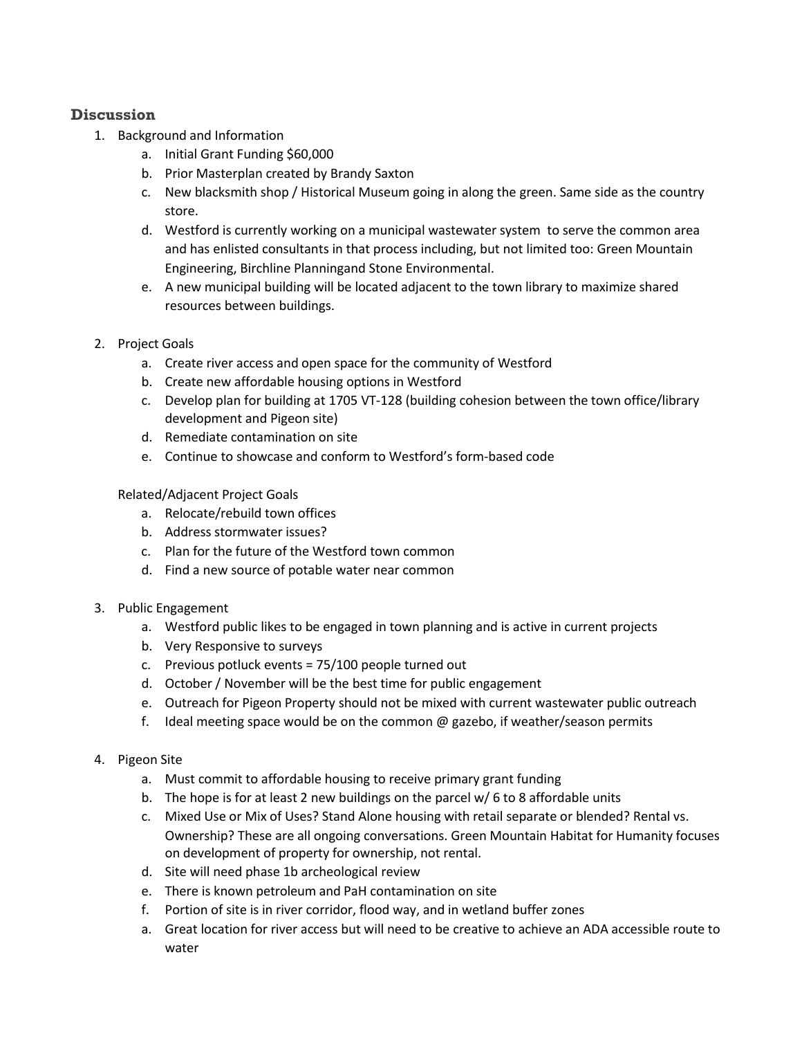## Discussion

1. Background and Information
    a. Initial Grant Funding $60,000
    b. Prior Masterplan created by Brandy Saxton
    c. New blacksmith shop / Historical Museum going in along the green. Same side as the country store.
    d. Westford is currently working on a municipal wastewater system to serve the common area and has enlisted consultants in that process including, but not limited too: Green Mountain Engineering, Birchline Planningand Stone Environmental.
    e. A new municipal building will be located adjacent to the town library to maximize shared resources between buildings.

2. Project Goals
    a. Create river access and open space for the community of Westford
    b. Create new affordable housing options in Westford
    c. Develop plan for building at 1705 VT-128 (building cohesion between the town office/library development and Pigeon site)
    d. Remediate contamination on site
    e. Continue to showcase and conform to Westford's form-based code

    Related/Adjacent Project Goals
    a. Relocate/rebuild town offices
    b. Address stormwater issues?
    c. Plan for the future of the Westford town common
    d. Find a new source of potable water near common

3. Public Engagement
    a. Westford public likes to be engaged in town planning and is active in current projects
    b. Very Responsive to surveys
    c. Previous potluck events = 75/100 people turned out
    d. October / November will be the best time for public engagement
    e. Outreach for Pigeon Property should not be mixed with current wastewater public outreach
    f. Ideal meeting space would be on the common @ gazebo, if weather/season permits

4. Pigeon Site
    a. Must commit to affordable housing to receive primary grant funding
    b. The hope is for at least 2 new buildings on the parcel w/ 6 to 8 affordable units
    c. Mixed Use or Mix of Uses? Stand Alone housing with retail separate or blended? Rental vs. Ownership? These are all ongoing conversations. Green Mountain Habitat for Humanity focuses on development of property for ownership, not rental.
    d. Site will need phase 1b archeological review
    e. There is known petroleum and PaH contamination on site
    f. Portion of site is in river corridor, flood way, and in wetland buffer zones
    a. Great location for river access but will need to be creative to achieve an ADA accessible route to water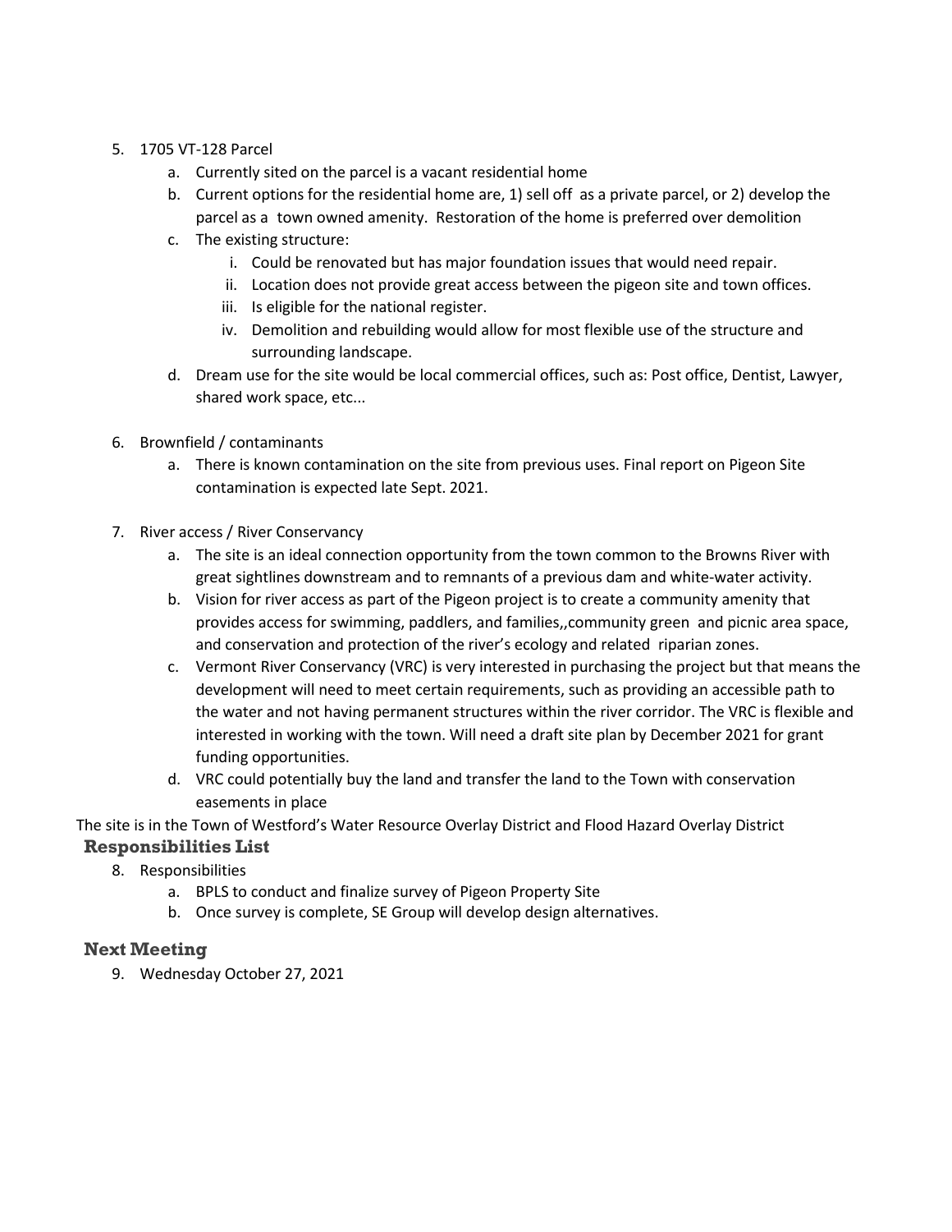5. 1705 VT-128 Parcel
    a. Currently sited on the parcel is a vacant residential home
    b. Current options for the residential home are, 1) sell off as a private parcel, or 2) develop the parcel as a town owned amenity. Restoration of the home is preferred over demolition
    c. The existing structure:
        i. Could be renovated but has major foundation issues that would need repair.
        ii. Location does not provide great access between the pigeon site and town offices.
        iii. Is eligible for the national register.
        iv. Demolition and rebuilding would allow for most flexible use of the structure and surrounding landscape.
    d. Dream use for the site would be local commercial offices, such as: Post office, Dentist, Lawyer, shared work space, etc...

6. Brownfield / contaminants
    a. There is known contamination on the site from previous uses. Final report on Pigeon Site contamination is expected late Sept. 2021.

7. River access / River Conservancy
    a. The site is an ideal connection opportunity from the town common to the Browns River with great sightlines downstream and to remnants of a previous dam and white-water activity.
    b. Vision for river access as part of the Pigeon project is to create a community amenity that provides access for swimming, paddlers, and families,,community green and picnic area space, and conservation and protection of the river's ecology and related riparian zones.
    c. Vermont River Conservancy (VRC) is very interested in purchasing the project but that means the development will need to meet certain requirements, such as providing an accessible path to the water and not having permanent structures within the river corridor. The VRC is flexible and interested in working with the town. Will need a draft site plan by December 2021 for grant funding opportunities.
    d. VRC could potentially buy the land and transfer the land to the Town with conservation easements in place

The site is in the Town of Westford's Water Resource Overlay District and Flood Hazard Overlay District

## Responsibilities List

8. Responsibilities
    a. BPLS to conduct and finalize survey of Pigeon Property Site
    b. Once survey is complete, SE Group will develop design alternatives.

## Next Meeting

9. Wednesday October 27, 2021